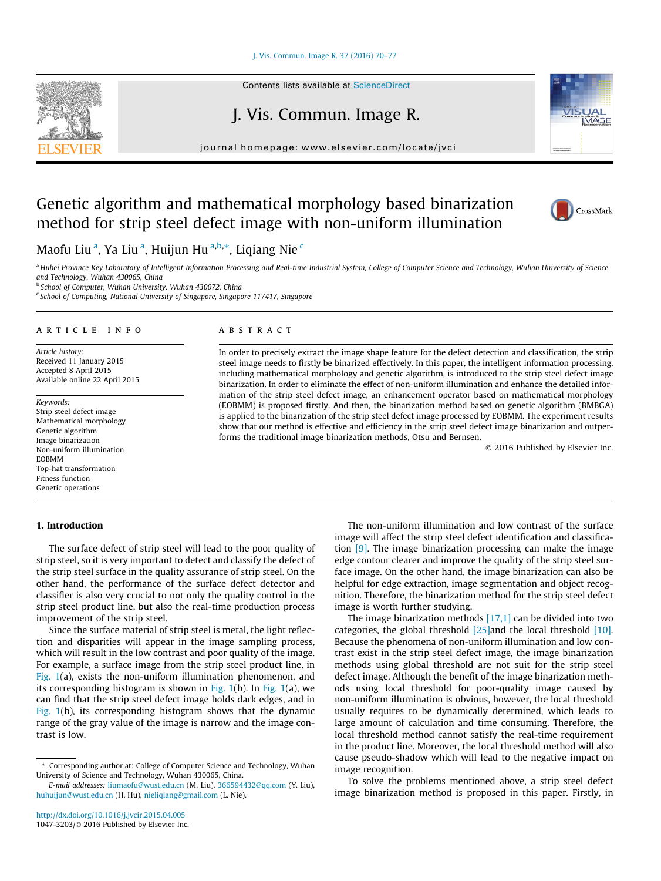# Genetic algorithm and mathematical morphology based binarization method for strip steel defect image with non-uniform illumination

Maofu Liu [a], Ya Liu [a], Huijun Hu [a,b,*], Liqiang Nie [c]

[a] Hubei Province Key Laboratory of Intelligent Information Processing and Real-time Industrial System, College of Computer Science and Technology, Wuhan University of Science and Technology, Wuhan 430065, China

[b] School of Computer, Wuhan University, Wuhan 430072, China

[c] School of Computing, National University of Singapore, Singapore 117417, Singapore

## ARTICLE INFO

*Article history:*
Received 11 January 2015
Accepted 8 April 2015
Available online 22 April 2015

*Keywords:*
Strip steel defect image
Mathematical morphology
Genetic algorithm
Image binarization
Non-uniform illumination
EOBMM
Top-hat transformation
Fitness function
Genetic operations

## ABSTRACT

In order to precisely extract the image shape feature for the defect detection and classification, the strip steel image needs to firstly be binarized effectively. In this paper, the intelligent information processing, including mathematical morphology and genetic algorithm, is introduced to the strip steel defect image binarization. In order to eliminate the effect of non-uniform illumination and enhance the detailed information of the strip steel defect image, an enhancement operator based on mathematical morphology (EOBMM) is proposed firstly. And then, the binarization method based on genetic algorithm (BMBGA) is applied to the binarization of the strip steel defect image processed by EOBMM. The experiment results show that our method is effective and efficiency in the strip steel defect image binarization and outperforms the traditional image binarization methods, Otsu and Bernsen.

© 2016 Published by Elsevier Inc.

## 1. Introduction

The surface defect of strip steel will lead to the poor quality of strip steel, so it is very important to detect and classify the defect of the strip steel surface in the quality assurance of strip steel. On the other hand, the performance of the surface defect detector and classifier is also very crucial to not only the quality control in the strip steel product line, but also the real-time production process improvement of the strip steel.

Since the surface material of strip steel is metal, the light reflection and disparities will appear in the image sampling process, which will result in the low contrast and poor quality of the image. For example, a surface image from the strip steel product line, in Fig. 1(a), exists the non-uniform illumination phenomenon, and its corresponding histogram is shown in Fig. 1(b). In Fig. 1(a), we can find that the strip steel defect image holds dark edges, and in Fig. 1(b), its corresponding histogram shows that the dynamic range of the gray value of the image is narrow and the image contrast is low.

The non-uniform illumination and low contrast of the surface image will affect the strip steel defect identification and classification [9]. The image binarization processing can make the image edge contour clearer and improve the quality of the strip steel surface image. On the other hand, the image binarization can also be helpful for edge extraction, image segmentation and object recognition. Therefore, the binarization method for the strip steel defect image is worth further studying.

The image binarization methods [17,1] can be divided into two categories, the global threshold [25]and the local threshold [10]. Because the phenomena of non-uniform illumination and low contrast exist in the strip steel defect image, the image binarization methods using global threshold are not suit for the strip steel defect image. Although the benefit of the image binarization methods using local threshold for poor-quality image caused by non-uniform illumination is obvious, however, the local threshold usually requires to be dynamically determined, which leads to large amount of calculation and time consuming. Therefore, the local threshold method cannot satisfy the real-time requirement in the product line. Moreover, the local threshold method will also cause pseudo-shadow which will lead to the negative impact on image recognition.

To solve the problems mentioned above, a strip steel defect image binarization method is proposed in this paper. Firstly, in

* Corresponding author at: College of Computer Science and Technology, Wuhan University of Science and Technology, Wuhan 430065, China.

*E-mail addresses:* liumaofu@wust.edu.cn (M. Liu), 366594432@qq.com (Y. Liu), huhuijun@wust.edu.cn (H. Hu), nieliqiang@gmail.com (L. Nie).

http://dx.doi.org/10.1016/j.jvcir.2015.04.005
1047-3203/© 2016 Published by Elsevier Inc.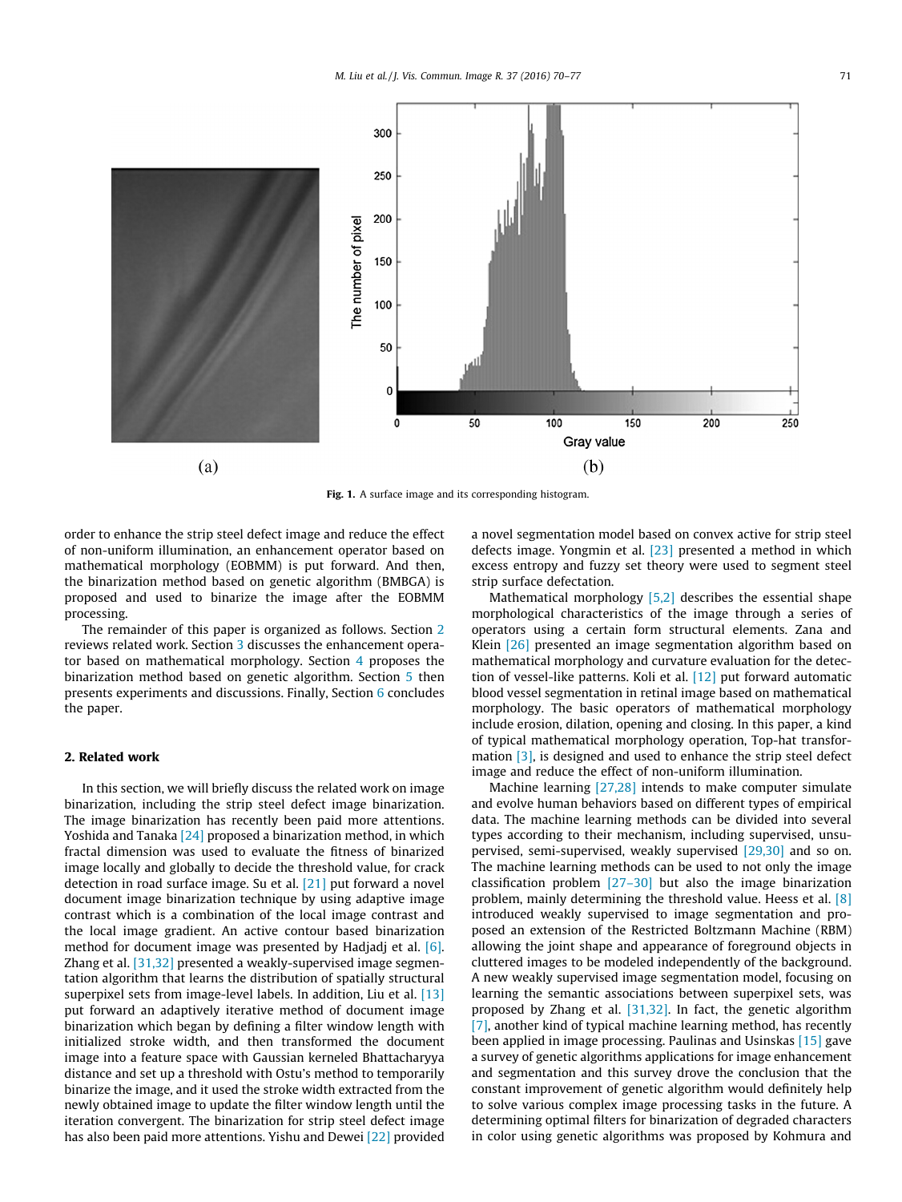(a) (b)

**Fig. 1.** A surface image and its corresponding histogram.

order to enhance the strip steel defect image and reduce the effect of non-uniform illumination, an enhancement operator based on mathematical morphology (EOBMM) is put forward. And then, the binarization method based on genetic algorithm (BMBGA) is proposed and used to binarize the image after the EOBMM processing.

The remainder of this paper is organized as follows. Section 2 reviews related work. Section 3 discusses the enhancement operator based on mathematical morphology. Section 4 proposes the binarization method based on genetic algorithm. Section 5 then presents experiments and discussions. Finally, Section 6 concludes the paper.

## 2. Related work

In this section, we will briefly discuss the related work on image binarization, including the strip steel defect image binarization. The image binarization has recently been paid more attentions. Yoshida and Tanaka [24] proposed a binarization method, in which fractal dimension was used to evaluate the fitness of binarized image locally and globally to decide the threshold value, for crack detection in road surface image. Su et al. [21] put forward a novel document image binarization technique by using adaptive image contrast which is a combination of the local image contrast and the local image gradient. An active contour based binarization method for document image was presented by Hadjadj et al. [6]. Zhang et al. [31,32] presented a weakly-supervised image segmentation algorithm that learns the distribution of spatially structural superpixel sets from image-level labels. In addition, Liu et al. [13] put forward an adaptively iterative method of document image binarization which began by defining a filter window length with initialized stroke width, and then transformed the document image into a feature space with Gaussian kerneled Bhattacharyya distance and set up a threshold with Ostu's method to temporarily binarize the image, and it used the stroke width extracted from the newly obtained image to update the filter window length until the iteration convergent. The binarization for strip steel defect image has also been paid more attentions. Yishu and Dewei [22] provided a novel segmentation model based on convex active for strip steel defects image. Yongmin et al. [23] presented a method in which excess entropy and fuzzy set theory were used to segment steel strip surface defectation.

Mathematical morphology [5,2] describes the essential shape morphological characteristics of the image through a series of operators using a certain form structural elements. Zana and Klein [26] presented an image segmentation algorithm based on mathematical morphology and curvature evaluation for the detection of vessel-like patterns. Koli et al. [12] put forward automatic blood vessel segmentation in retinal image based on mathematical morphology. The basic operators of mathematical morphology include erosion, dilation, opening and closing. In this paper, a kind of typical mathematical morphology operation, Top-hat transformation [3], is designed and used to enhance the strip steel defect image and reduce the effect of non-uniform illumination.

Machine learning [27,28] intends to make computer simulate and evolve human behaviors based on different types of empirical data. The machine learning methods can be divided into several types according to their mechanism, including supervised, unsupervised, semi-supervised, weakly supervised [29,30] and so on. The machine learning methods can be used to not only the image classification problem [27–30] but also the image binarization problem, mainly determining the threshold value. Heess et al. [8] introduced weakly supervised to image segmentation and proposed an extension of the Restricted Boltzmann Machine (RBM) allowing the joint shape and appearance of foreground objects in cluttered images to be modeled independently of the background. A new weakly supervised image segmentation model, focusing on learning the semantic associations between superpixel sets, was proposed by Zhang et al. [31,32]. In fact, the genetic algorithm [7], another kind of typical machine learning method, has recently been applied in image processing. Paulinas and Usinskas [15] gave a survey of genetic algorithms applications for image enhancement and segmentation and this survey drove the conclusion that the constant improvement of genetic algorithm would definitely help to solve various complex image processing tasks in the future. A determining optimal filters for binarization of degraded characters in color using genetic algorithms was proposed by Kohmura and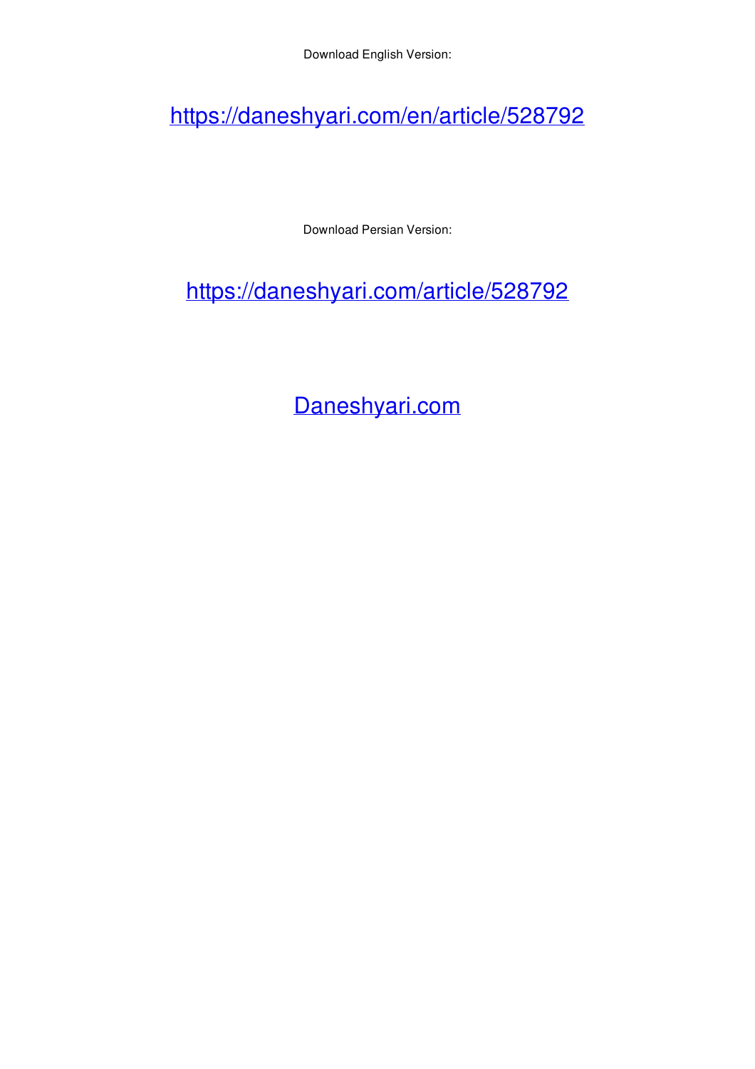Download English Version:

https://daneshyari.com/en/article/528792

Download Persian Version:

https://daneshyari.com/article/528792

Daneshyari.com